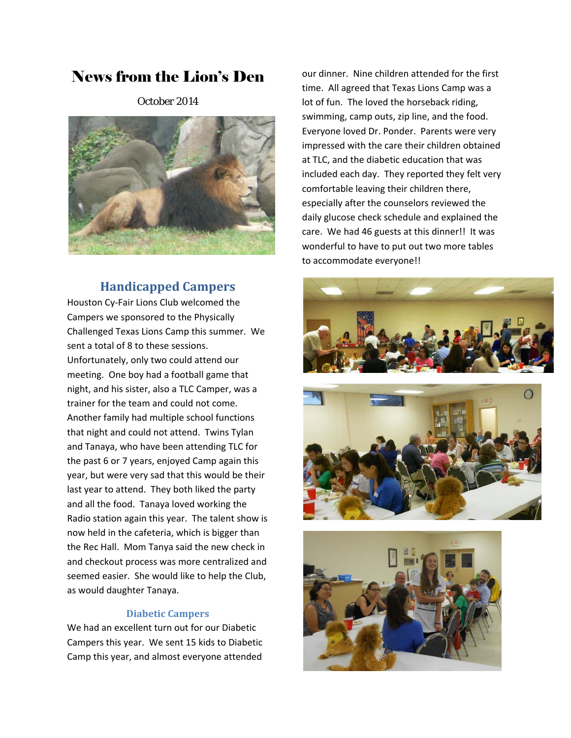# News from the Lion's Den

October 2014

## Handicapped Campers

Houston Cy-Fair Lions Club welcomed the Campers we sponsored to the Physically Challenged Texas Lions Camp this summer. We sent a total of 8 to these sessions. Unfortunately, only two could attend our meeting. One boy had a football game that night, and his sister, also a TLC Camper, was a trainer for the team and could not come. Another family had multiple school functions that night and could not attend. Twins Tylan and Tanaya, who have been attending TLC for the past 6 or 7 years, enjoyed Camp again this year, but were very sad that this would be their last year to attend. They both liked the party and all the food. Tanaya loved working the Radio station again this year. The talent show is now held in the cafeteria, which is bigger than the Rec Hall. Mom Tanya said the new check in and checkout process was more centralized and seemed easier. She would like to help the Club, as would daughter Tanaya.

### Diabetic Campers

We had an excellent turn out for our Diabetic Campers this year. We sent 15 kids to Diabetic Camp this year, and almost everyone attended our dinner. Nine children attended for the first time. All agreed that Texas Lions Camp was a lot of fun. The loved the horseback riding, swimming, camp outs, zip line, and the food. Everyone loved Dr. Ponder. Parents were very impressed with the care their children obtained at TLC, and the diabetic education that was included each day. They reported they felt very comfortable leaving their children there, especially after the counselors reviewed the daily glucose check schedule and explained the care. We had 46 guests at this dinner!! It was wonderful to have to put out two more tables to accommodate everyone!!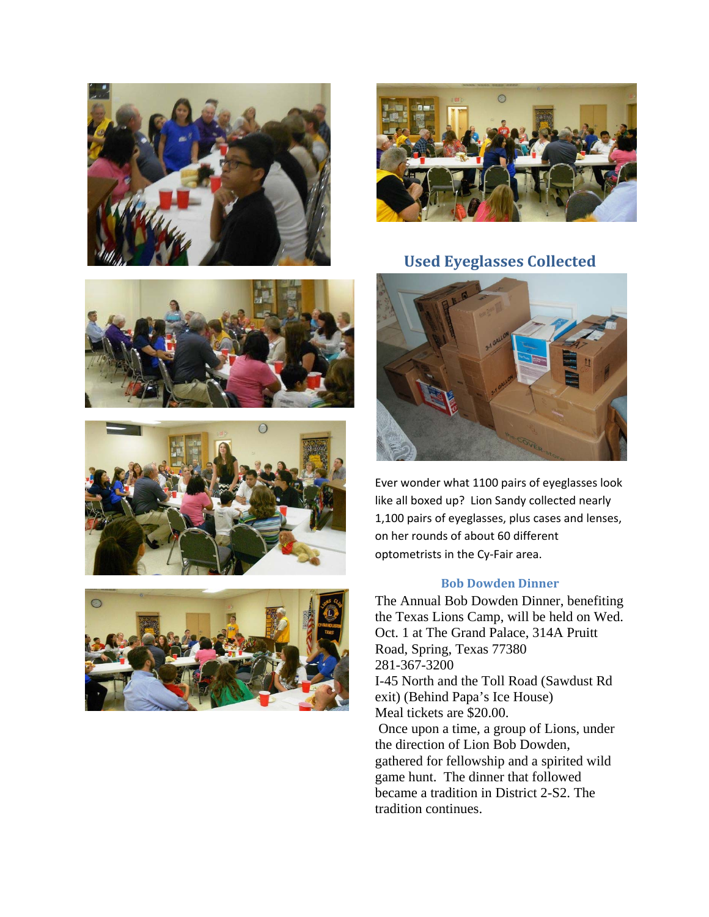## Used Eyeglasses Collected

Ever wonder what 1100 pairs of eyeglasses look like all boxed up? Lion Sandy collected nearly 1,100 pairs of eyeglasses, plus cases and lenses, on her rounds of about 60 different optometrists in the Cy-Fair area.

### Bob Dowden Dinner

The Annual Bob Dowden Dinner, benefiting the Texas Lions Camp, will be held on Wed. Oct. 1 at The Grand Palace, 314A Pruitt Road, Spring, Texas 77380
281-367-3200
I-45 North and the Toll Road (Sawdust Rd exit) (Behind Papa's Ice House)
Meal tickets are $20.00.

Once upon a time, a group of Lions, under the direction of Lion Bob Dowden, gathered for fellowship and a spirited wild game hunt. The dinner that followed became a tradition in District 2-S2. The tradition continues.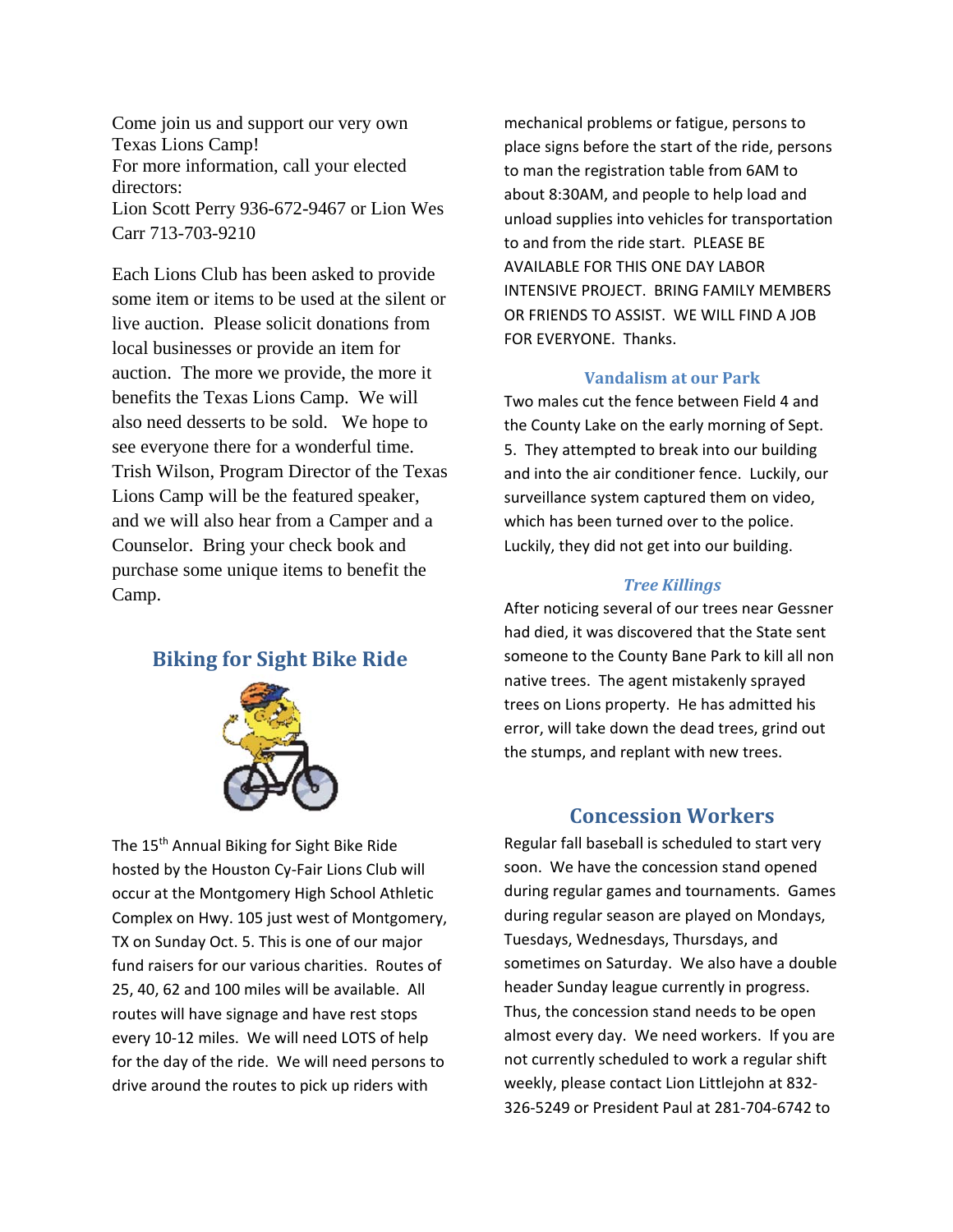Come join us and support our very own Texas Lions Camp!
For more information, call your elected directors:
Lion Scott Perry 936-672-9467 or Lion Wes Carr 713-703-9210

Each Lions Club has been asked to provide some item or items to be used at the silent or live auction. Please solicit donations from local businesses or provide an item for auction. The more we provide, the more it benefits the Texas Lions Camp. We will also need desserts to be sold. We hope to see everyone there for a wonderful time. Trish Wilson, Program Director of the Texas Lions Camp will be the featured speaker, and we will also hear from a Camper and a Counselor. Bring your check book and purchase some unique items to benefit the Camp.

## Biking for Sight Bike Ride

The 15th Annual Biking for Sight Bike Ride hosted by the Houston Cy-Fair Lions Club will occur at the Montgomery High School Athletic Complex on Hwy. 105 just west of Montgomery, TX on Sunday Oct. 5. This is one of our major fund raisers for our various charities. Routes of 25, 40, 62 and 100 miles will be available. All routes will have signage and have rest stops every 10-12 miles. We will need LOTS of help for the day of the ride. We will need persons to drive around the routes to pick up riders with mechanical problems or fatigue, persons to place signs before the start of the ride, persons to man the registration table from 6AM to about 8:30AM, and people to help load and unload supplies into vehicles for transportation to and from the ride start. PLEASE BE AVAILABLE FOR THIS ONE DAY LABOR INTENSIVE PROJECT. BRING FAMILY MEMBERS OR FRIENDS TO ASSIST. WE WILL FIND A JOB FOR EVERYONE. Thanks.

### Vandalism at our Park

Two males cut the fence between Field 4 and the County Lake on the early morning of Sept. 5. They attempted to break into our building and into the air conditioner fence. Luckily, our surveillance system captured them on video, which has been turned over to the police. Luckily, they did not get into our building.

### *Tree Killings*

After noticing several of our trees near Gessner had died, it was discovered that the State sent someone to the County Bane Park to kill all non native trees. The agent mistakenly sprayed trees on Lions property. He has admitted his error, will take down the dead trees, grind out the stumps, and replant with new trees.

## Concession Workers

Regular fall baseball is scheduled to start very soon. We have the concession stand opened during regular games and tournaments. Games during regular season are played on Mondays, Tuesdays, Wednesdays, Thursdays, and sometimes on Saturday. We also have a double header Sunday league currently in progress. Thus, the concession stand needs to be open almost every day. We need workers. If you are not currently scheduled to work a regular shift weekly, please contact Lion Littlejohn at 832-326-5249 or President Paul at 281-704-6742 to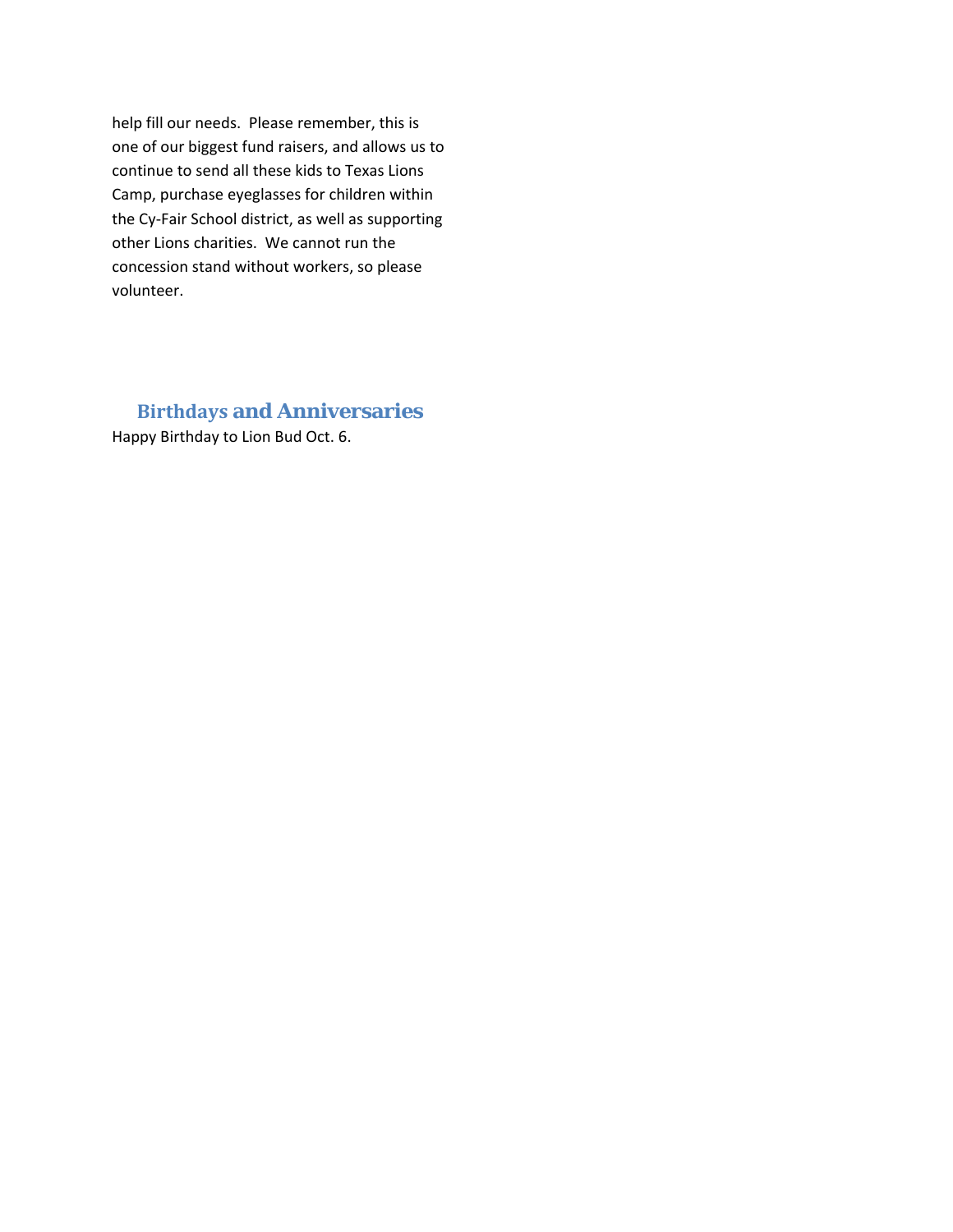help fill our needs.  Please remember, this is one of our biggest fund raisers, and allows us to continue to send all these kids to Texas Lions Camp, purchase eyeglasses for children within the Cy-Fair School district, as well as supporting other Lions charities.  We cannot run the concession stand without workers, so please volunteer.

## Birthdays and Anniversaries

Happy Birthday to Lion Bud Oct. 6.